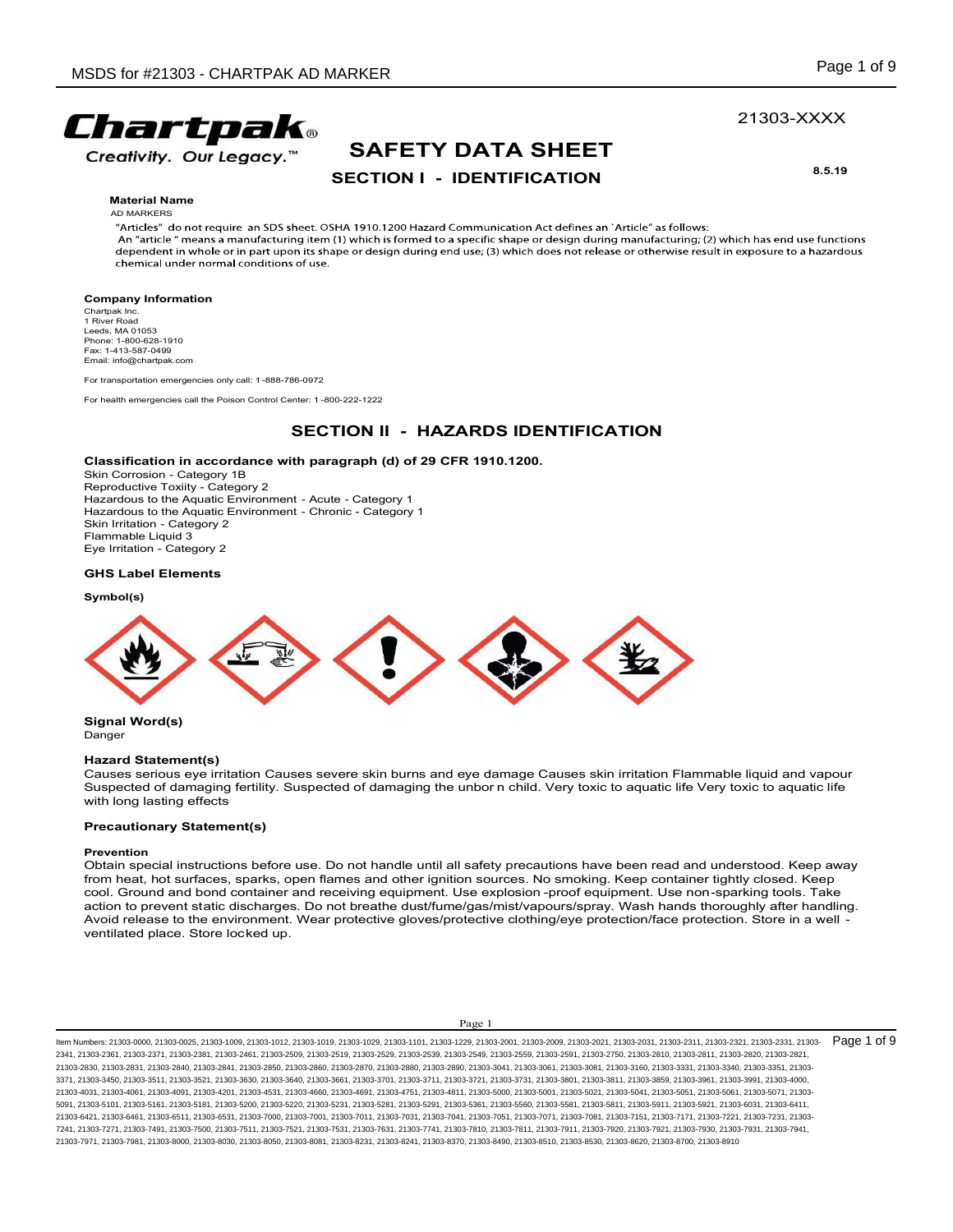21303-XXXX

# SAFETY DATA SHEET

## SECTION I - IDENTIFICATION

8.5.19

**Material Name**

AD MARKERS

"Articles" do not require an SDS sheet. OSHA 1910.1200 Hazard Communication Act defines an `Article" as follows:
An "article " means a manufacturing item (1) which is formed to a specific shape or design during manufacturing; (2) which has end use functions dependent in whole or in part upon its shape or design during end use; (3) which does not release or otherwise result in exposure to a hazardous chemical under normal conditions of use.

**Company Information**

Chartpak Inc.
1 River Road
Leeds, MA 01053
Phone: 1-800-628-1910
Fax: 1-413-587-0499
Email: info@chartpak.com

For transportation emergencies only call: 1-888-786-0972

For health emergencies call the Poison Control Center: 1-800-222-1222

## SECTION II - HAZARDS IDENTIFICATION

**Classification in accordance with paragraph (d) of 29 CFR 1910.1200.**

Skin Corrosion - Category 1B
Reproductive Toxiity - Category 2
Hazardous to the Aquatic Environment - Acute - Category 1
Hazardous to the Aquatic Environment - Chronic - Category 1
Skin Irritation - Category 2
Flammable Liquid 3
Eye Irritation - Category 2

**GHS Label Elements**

**Symbol(s)**

**Signal Word(s)**

Danger

**Hazard Statement(s)**

Causes serious eye irritation Causes severe skin burns and eye damage Causes skin irritation Flammable liquid and vapour Suspected of damaging fertility. Suspected of damaging the unbor n child. Very toxic to aquatic life Very toxic to aquatic life with long lasting effects

**Precautionary Statement(s)**

**Prevention**

Obtain special instructions before use. Do not handle until all safety precautions have been read and understood. Keep away from heat, hot surfaces, sparks, open flames and other ignition sources. No smoking. Keep container tightly closed. Keep cool. Ground and bond container and receiving equipment. Use explosion -proof equipment. Use non-sparking tools. Take action to prevent static discharges. Do not breathe dust/fume/gas/mist/vapours/spray. Wash hands thoroughly after handling. Avoid release to the environment. Wear protective gloves/protective clothing/eye protection/face protection. Store in a well - ventilated place. Store locked up.

Item Numbers: 21303-0000, 21303-0025, 21303-1009, 21303-1012, 21303-1019, 21303-1029, 21303-1101, 21303-1229, 21303-2001, 21303-2009, 21303-2021, 21303-2031, 21303-2311, 21303-2321, 21303-2331, 21303-2341, 21303-2361, 21303-2371, 21303-2381, 21303-2461, 21303-2509, 21303-2519, 21303-2529, 21303-2539, 21303-2549, 21303-2559, 21303-2591, 21303-2750, 21303-2810, 21303-2811, 21303-2820, 21303-2821, 21303-2830, 21303-2831, 21303-2840, 21303-2841, 21303-2850, 21303-2860, 21303-2870, 21303-2880, 21303-2890, 21303-3041, 21303-3061, 21303-3081, 21303-3160, 21303-3331, 21303-3340, 21303-3351, 21303-3371, 21303-3450, 21303-3511, 21303-3521, 21303-3630, 21303-3640, 21303-3661, 21303-3701, 21303-3711, 21303-3721, 21303-3731, 21303-3801, 21303-3811, 21303-3859, 21303-3961, 21303-3991, 21303-4000, 21303-4031, 21303-4061, 21303-4091, 21303-4201, 21303-4531, 21303-4660, 21303-4691, 21303-4751, 21303-4811, 21303-5000, 21303-5001, 21303-5021, 21303-5041, 21303-5051, 21303-5061, 21303-5071, 21303-5091, 21303-5101, 21303-5161, 21303-5181, 21303-5200, 21303-5220, 21303-5231, 21303-5281, 21303-5291, 21303-5361, 21303-5560, 21303-5581, 21303-5811, 21303-5911, 21303-5921, 21303-6031, 21303-6411, 21303-6421, 21303-6461, 21303-6511, 21303-6531, 21303-7000, 21303-7001, 21303-7011, 21303-7031, 21303-7041, 21303-7051, 21303-7071, 21303-7081, 21303-7151, 21303-7171, 21303-7221, 21303-7231, 21303-7241, 21303-7271, 21303-7491, 21303-7500, 21303-7511, 21303-7521, 21303-7531, 21303-7631, 21303-7741, 21303-7810, 21303-7811, 21303-7911, 21303-7920, 21303-7921, 21303-7930, 21303-7931, 21303-7941, 21303-7971, 21303-7981, 21303-8000, 21303-8030, 21303-8050, 21303-8081, 21303-8231, 21303-8241, 21303-8370, 21303-8490, 21303-8510, 21303-8530, 21303-8620, 21303-8700, 21303-8910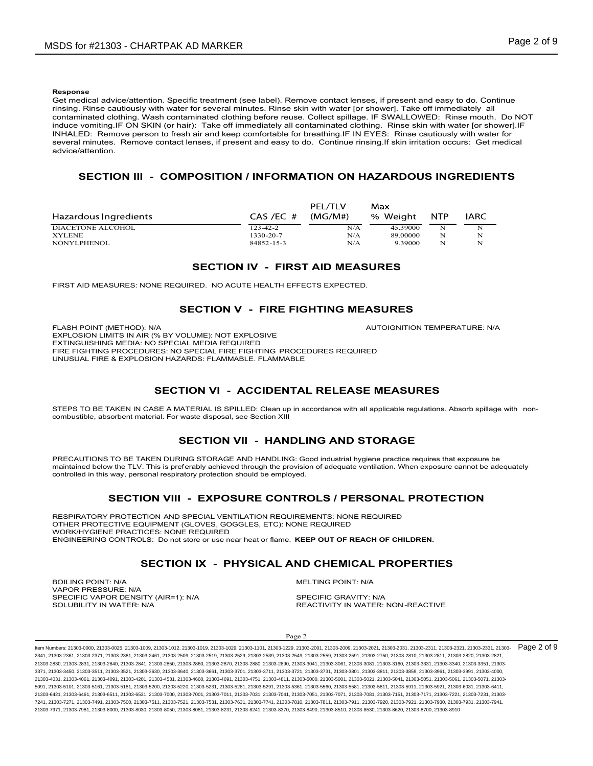**Response**

Get medical advice/attention. Specific treatment (see label). Remove contact lenses, if present and easy to do. Continue rinsing. Rinse cautiously with water for several minutes. Rinse skin with water [or shower]. Take off immediately all contaminated clothing. Wash contaminated clothing before reuse. Collect spillage. IF SWALLOWED: Rinse mouth. Do NOT induce vomiting.IF ON SKIN (or hair): Take off immediately all contaminated clothing. Rinse skin with water [or shower].IF INHALED: Remove person to fresh air and keep comfortable for breathing.IF IN EYES: Rinse cautiously with water for several minutes. Remove contact lenses, if present and easy to do. Continue rinsing.If skin irritation occurs: Get medical advice/attention.

## SECTION III - COMPOSITION / INFORMATION ON HAZARDOUS INGREDIENTS

| Hazardous Ingredients | CAS /EC # | PEL/TLV (MG/M#) | Max % Weight | NTP | IARC |
|---|---|---|---|---|---|
| DIACETONE ALCOHOL | 123-42-2 | N/A | 45.39000 | N | N |
| XYLENE | 1330-20-7 | N/A | 89.00000 | N | N |
| NONYLPHENOL | 84852-15-3 | N/A | 9.39000 | N | N |

## SECTION IV - FIRST AID MEASURES

FIRST AID MEASURES: NONE REQUIRED. NO ACUTE HEALTH EFFECTS EXPECTED.

## SECTION V - FIRE FIGHTING MEASURES

FLASH POINT (METHOD): N/A

AUTOIGNITION TEMPERATURE: N/A

EXPLOSION LIMITS IN AIR (% BY VOLUME): NOT EXPLOSIVE

EXTINGUISHING MEDIA: NO SPECIAL MEDIA REQUIRED

FIRE FIGHTING PROCEDURES: NO SPECIAL FIRE FIGHTING PROCEDURES REQUIRED

UNUSUAL FIRE & EXPLOSION HAZARDS: FLAMMABLE. FLAMMABLE

## SECTION VI - ACCIDENTAL RELEASE MEASURES

STEPS TO BE TAKEN IN CASE A MATERIAL IS SPILLED: Clean up in accordance with all applicable regulations. Absorb spillage with non-combustible, absorbent material. For waste disposal, see Section XIII

## SECTION VII - HANDLING AND STORAGE

PRECAUTIONS TO BE TAKEN DURING STORAGE AND HANDLING: Good industrial hygiene practice requires that exposure be maintained below the TLV. This is preferably achieved through the provision of adequate ventilation. When exposure cannot be adequately controlled in this way, personal respiratory protection should be employed.

## SECTION VIII - EXPOSURE CONTROLS / PERSONAL PROTECTION

RESPIRATORY PROTECTION AND SPECIAL VENTILATION REQUIREMENTS: NONE REQUIRED

OTHER PROTECTIVE EQUIPMENT (GLOVES, GOGGLES, ETC): NONE REQUIRED

WORK/HYGIENE PRACTICES: NONE REQUIRED

ENGINEERING CONTROLS: Do not store or use near heat or flame. **KEEP OUT OF REACH OF CHILDREN.**

## SECTION IX - PHYSICAL AND CHEMICAL PROPERTIES

BOILING POINT: N/A

MELTING POINT: N/A

VAPOR PRESSURE: N/A

SPECIFIC VAPOR DENSITY (AIR=1): N/A

SPECIFIC GRAVITY: N/A

SOLUBILITY IN WATER: N/A

REACTIVITY IN WATER: NON-REACTIVE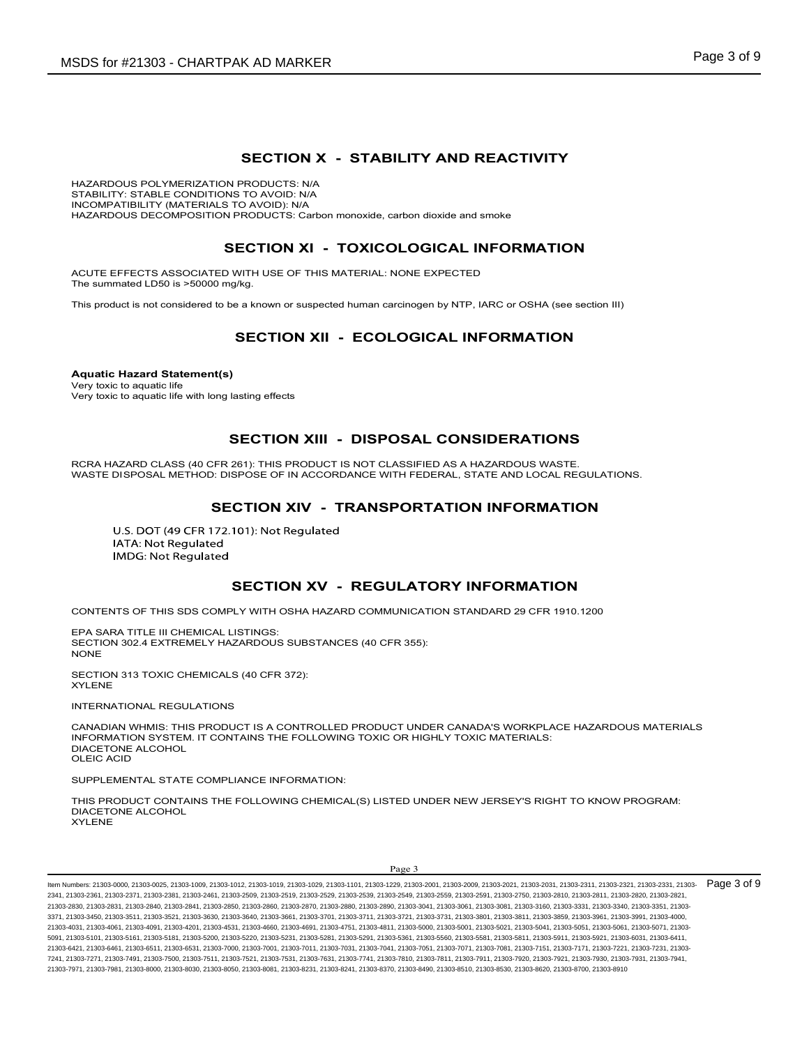## SECTION X - STABILITY AND REACTIVITY

HAZARDOUS POLYMERIZATION PRODUCTS: N/A
STABILITY: STABLE CONDITIONS TO AVOID: N/A
INCOMPATIBILITY (MATERIALS TO AVOID): N/A
HAZARDOUS DECOMPOSITION PRODUCTS: Carbon monoxide, carbon dioxide and smoke

## SECTION XI - TOXICOLOGICAL INFORMATION

ACUTE EFFECTS ASSOCIATED WITH USE OF THIS MATERIAL: NONE EXPECTED
The summated LD50 is >50000 mg/kg.

This product is not considered to be a known or suspected human carcinogen by NTP, IARC or OSHA (see section III)

## SECTION XII - ECOLOGICAL INFORMATION

**Aquatic Hazard Statement(s)**
Very toxic to aquatic life
Very toxic to aquatic life with long lasting effects

## SECTION XIII - DISPOSAL CONSIDERATIONS

RCRA HAZARD CLASS (40 CFR 261): THIS PRODUCT IS NOT CLASSIFIED AS A HAZARDOUS WASTE.
WASTE DISPOSAL METHOD: DISPOSE OF IN ACCORDANCE WITH FEDERAL, STATE AND LOCAL REGULATIONS.

## SECTION XIV - TRANSPORTATION INFORMATION

U.S. DOT (49 CFR 172.101): Not Regulated
IATA: Not Regulated
IMDG: Not Regulated

## SECTION XV - REGULATORY INFORMATION

CONTENTS OF THIS SDS COMPLY WITH OSHA HAZARD COMMUNICATION STANDARD 29 CFR 1910.1200

EPA SARA TITLE III CHEMICAL LISTINGS:
SECTION 302.4 EXTREMELY HAZARDOUS SUBSTANCES (40 CFR 355):
NONE

SECTION 313 TOXIC CHEMICALS (40 CFR 372):
XYLENE

INTERNATIONAL REGULATIONS

CANADIAN WHMIS: THIS PRODUCT IS A CONTROLLED PRODUCT UNDER CANADA'S WORKPLACE HAZARDOUS MATERIALS INFORMATION SYSTEM. IT CONTAINS THE FOLLOWING TOXIC OR HIGHLY TOXIC MATERIALS:
DIACETONE ALCOHOL
OLEIC ACID

SUPPLEMENTAL STATE COMPLIANCE INFORMATION:

THIS PRODUCT CONTAINS THE FOLLOWING CHEMICAL(S) LISTED UNDER NEW JERSEY'S RIGHT TO KNOW PROGRAM:
DIACETONE ALCOHOL
XYLENE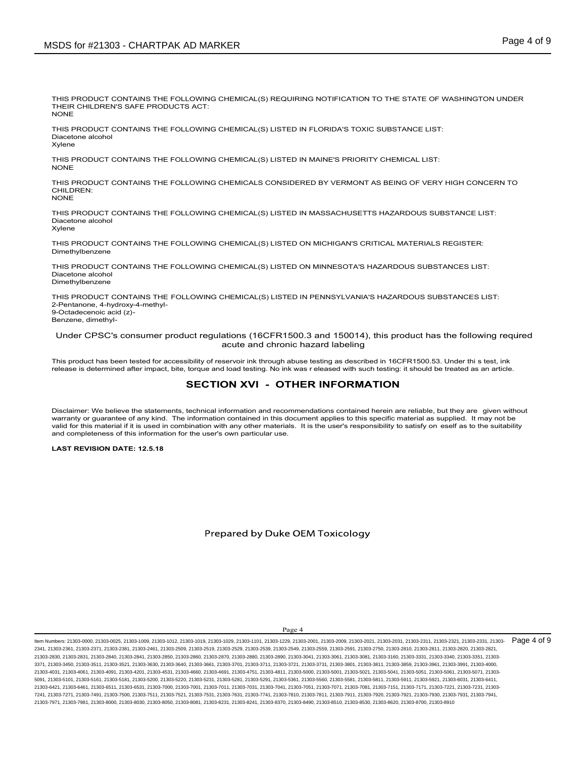THIS PRODUCT CONTAINS THE FOLLOWING CHEMICAL(S) REQUIRING NOTIFICATION TO THE STATE OF WASHINGTON UNDER THEIR CHILDREN'S SAFE PRODUCTS ACT:
NONE

THIS PRODUCT CONTAINS THE FOLLOWING CHEMICAL(S) LISTED IN FLORIDA'S TOXIC SUBSTANCE LIST:
Diacetone alcohol
Xylene

THIS PRODUCT CONTAINS THE FOLLOWING CHEMICAL(S) LISTED IN MAINE'S PRIORITY CHEMICAL LIST:
NONE

THIS PRODUCT CONTAINS THE FOLLOWING CHEMICALS CONSIDERED BY VERMONT AS BEING OF VERY HIGH CONCERN TO CHILDREN:
NONE

THIS PRODUCT CONTAINS THE FOLLOWING CHEMICAL(S) LISTED IN MASSACHUSETTS HAZARDOUS SUBSTANCE LIST:
Diacetone alcohol
Xylene

THIS PRODUCT CONTAINS THE FOLLOWING CHEMICAL(S) LISTED ON MICHIGAN'S CRITICAL MATERIALS REGISTER:
Dimethylbenzene

THIS PRODUCT CONTAINS THE FOLLOWING CHEMICAL(S) LISTED ON MINNESOTA'S HAZARDOUS SUBSTANCES LIST:
Diacetone alcohol
Dimethylbenzene

THIS PRODUCT CONTAINS THE FOLLOWING CHEMICAL(S) LISTED IN PENNSYLVANIA'S HAZARDOUS SUBSTANCES LIST:
2-Pentanone, 4-hydroxy-4-methyl-
9-Octadecenoic acid (z)-
Benzene, dimethyl-

Under CPSC's consumer product regulations (16CFR1500.3 and 150014), this product has the following required acute and chronic hazard labeling

This product has been tested for accessibility of reservoir ink through abuse testing as described in 16CFR1500.53. Under thi s test, ink release is determined after impact, bite, torque and load testing. No ink was r eleased with such testing: it should be treated as an article.

## SECTION XVI - OTHER INFORMATION

Disclaimer: We believe the statements, technical information and recommendations contained herein are reliable, but they are given without warranty or guarantee of any kind. The information contained in this document applies to this specific material as supplied. It may not be valid for this material if it is used in combination with any other materials. It is the user's responsibility to satisfy on eself as to the suitability and completeness of this information for the user's own particular use.

**LAST REVISION DATE: 12.5.18**

Prepared by Duke OEM Toxicology

Item Numbers: 21303-0000, 21303-0025, 21303-1009, 21303-1012, 21303-1019, 21303-1029, 21303-1101, 21303-1229, 21303-2001, 21303-2009, 21303-2021, 21303-2031, 21303-2311, 21303-2321, 21303-2331, 21303-2341, 21303-2361, 21303-2371, 21303-2381, 21303-2461, 21303-2509, 21303-2519, 21303-2529, 21303-2539, 21303-2549, 21303-2559, 21303-2591, 21303-2750, 21303-2810, 21303-2811, 21303-2820, 21303-2821, 21303-2830, 21303-2831, 21303-2840, 21303-2841, 21303-2850, 21303-2860, 21303-2870, 21303-2880, 21303-2890, 21303-3041, 21303-3061, 21303-3081, 21303-3160, 21303-3331, 21303-3340, 21303-3351, 21303-3371, 21303-3450, 21303-3511, 21303-3521, 21303-3630, 21303-3640, 21303-3661, 21303-3701, 21303-3711, 21303-3721, 21303-3731, 21303-3801, 21303-3811, 21303-3859, 21303-3961, 21303-3991, 21303-4000, 21303-4031, 21303-4061, 21303-4091, 21303-4201, 21303-4531, 21303-4660, 21303-4691, 21303-4751, 21303-4811, 21303-5000, 21303-5001, 21303-5021, 21303-5041, 21303-5051, 21303-5061, 21303-5071, 21303-5091, 21303-5101, 21303-5161, 21303-5181, 21303-5200, 21303-5220, 21303-5231, 21303-5281, 21303-5291, 21303-5361, 21303-5560, 21303-5581, 21303-5811, 21303-5911, 21303-5921, 21303-6031, 21303-6411, 21303-6421, 21303-6461, 21303-6511, 21303-6531, 21303-7000, 21303-7001, 21303-7011, 21303-7031, 21303-7041, 21303-7051, 21303-7071, 21303-7081, 21303-7151, 21303-7171, 21303-7221, 21303-7231, 21303-7241, 21303-7271, 21303-7491, 21303-7500, 21303-7511, 21303-7521, 21303-7531, 21303-7631, 21303-7741, 21303-7810, 21303-7811, 21303-7911, 21303-7920, 21303-7921, 21303-7930, 21303-7931, 21303-7941, 21303-7971, 21303-7981, 21303-8000, 21303-8030, 21303-8050, 21303-8081, 21303-8231, 21303-8241, 21303-8370, 21303-8490, 21303-8510, 21303-8530, 21303-8620, 21303-8700, 21303-8910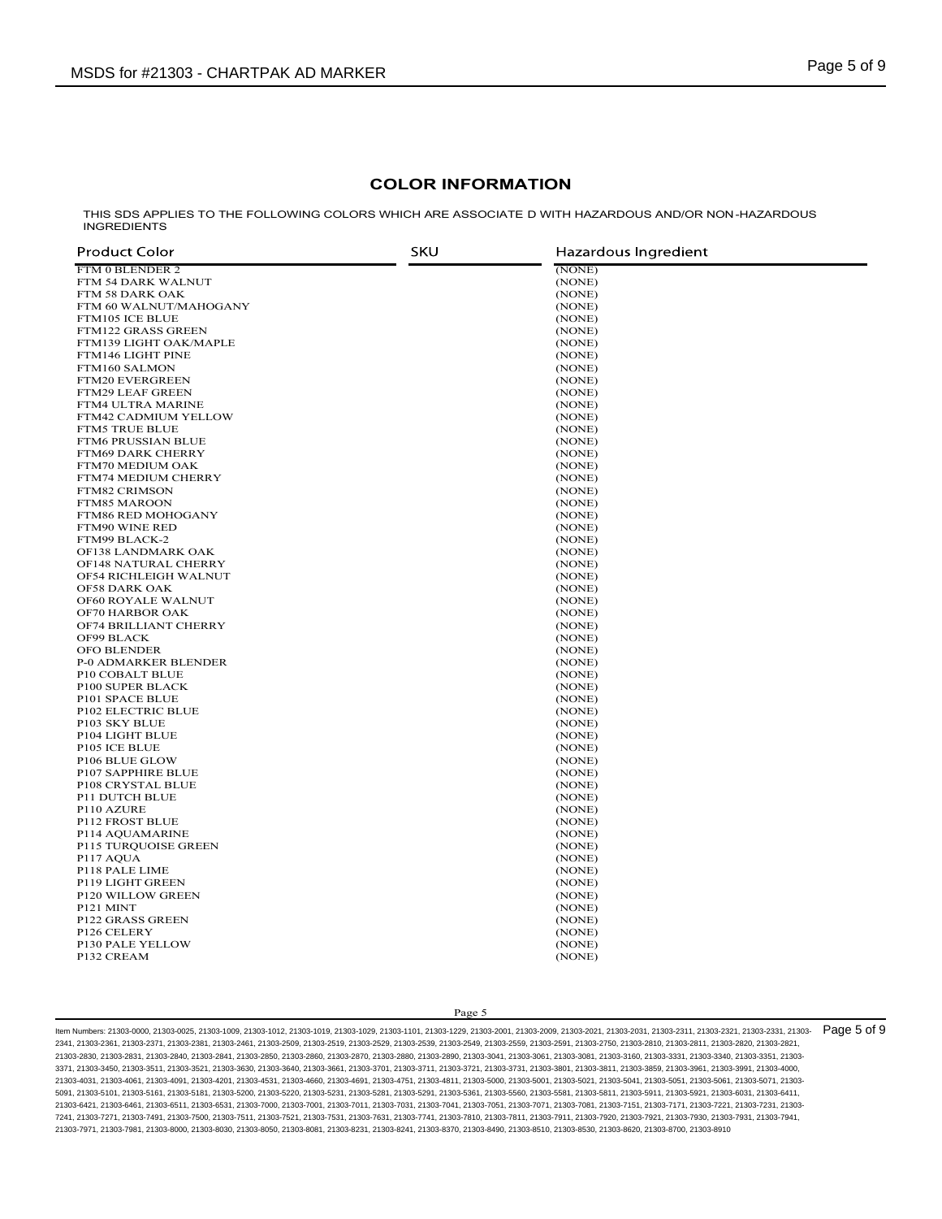## COLOR INFORMATION

THIS SDS APPLIES TO THE FOLLOWING COLORS WHICH ARE ASSOCIATE D WITH HAZARDOUS AND/OR NON-HAZARDOUS INGREDIENTS

| Product Color | SKU | Hazardous Ingredient |
|---|---|---|
| FTM 0 BLENDER 2 | | (NONE) |
| FTM 54 DARK WALNUT | | (NONE) |
| FTM 58 DARK OAK | | (NONE) |
| FTM 60 WALNUT/MAHOGANY | | (NONE) |
| FTM105 ICE BLUE | | (NONE) |
| FTM122 GRASS GREEN | | (NONE) |
| FTM139 LIGHT OAK/MAPLE | | (NONE) |
| FTM146 LIGHT PINE | | (NONE) |
| FTM160 SALMON | | (NONE) |
| FTM20 EVERGREEN | | (NONE) |
| FTM29 LEAF GREEN | | (NONE) |
| FTM4 ULTRA MARINE | | (NONE) |
| FTM42 CADMIUM YELLOW | | (NONE) |
| FTM5 TRUE BLUE | | (NONE) |
| FTM6 PRUSSIAN BLUE | | (NONE) |
| FTM69 DARK CHERRY | | (NONE) |
| FTM70 MEDIUM OAK | | (NONE) |
| FTM74 MEDIUM CHERRY | | (NONE) |
| FTM82 CRIMSON | | (NONE) |
| FTM85 MAROON | | (NONE) |
| FTM86 RED MOHOGANY | | (NONE) |
| FTM90 WINE RED | | (NONE) |
| FTM99 BLACK-2 | | (NONE) |
| OF138 LANDMARK OAK | | (NONE) |
| OF148 NATURAL CHERRY | | (NONE) |
| OF54 RICHLEIGH WALNUT | | (NONE) |
| OF58 DARK OAK | | (NONE) |
| OF60 ROYALE WALNUT | | (NONE) |
| OF70 HARBOR OAK | | (NONE) |
| OF74 BRILLIANT CHERRY | | (NONE) |
| OF99 BLACK | | (NONE) |
| OFO BLENDER | | (NONE) |
| P-0 ADMARKER BLENDER | | (NONE) |
| P10 COBALT BLUE | | (NONE) |
| P100 SUPER BLACK | | (NONE) |
| P101 SPACE BLUE | | (NONE) |
| P102 ELECTRIC BLUE | | (NONE) |
| P103 SKY BLUE | | (NONE) |
| P104 LIGHT BLUE | | (NONE) |
| P105 ICE BLUE | | (NONE) |
| P106 BLUE GLOW | | (NONE) |
| P107 SAPPHIRE BLUE | | (NONE) |
| P108 CRYSTAL BLUE | | (NONE) |
| P11 DUTCH BLUE | | (NONE) |
| P110 AZURE | | (NONE) |
| P112 FROST BLUE | | (NONE) |
| P114 AQUAMARINE | | (NONE) |
| P115 TURQUOISE GREEN | | (NONE) |
| P117 AQUA | | (NONE) |
| P118 PALE LIME | | (NONE) |
| P119 LIGHT GREEN | | (NONE) |
| P120 WILLOW GREEN | | (NONE) |
| P121 MINT | | (NONE) |
| P122 GRASS GREEN | | (NONE) |
| P126 CELERY | | (NONE) |
| P130 PALE YELLOW | | (NONE) |
| P132 CREAM | | (NONE) |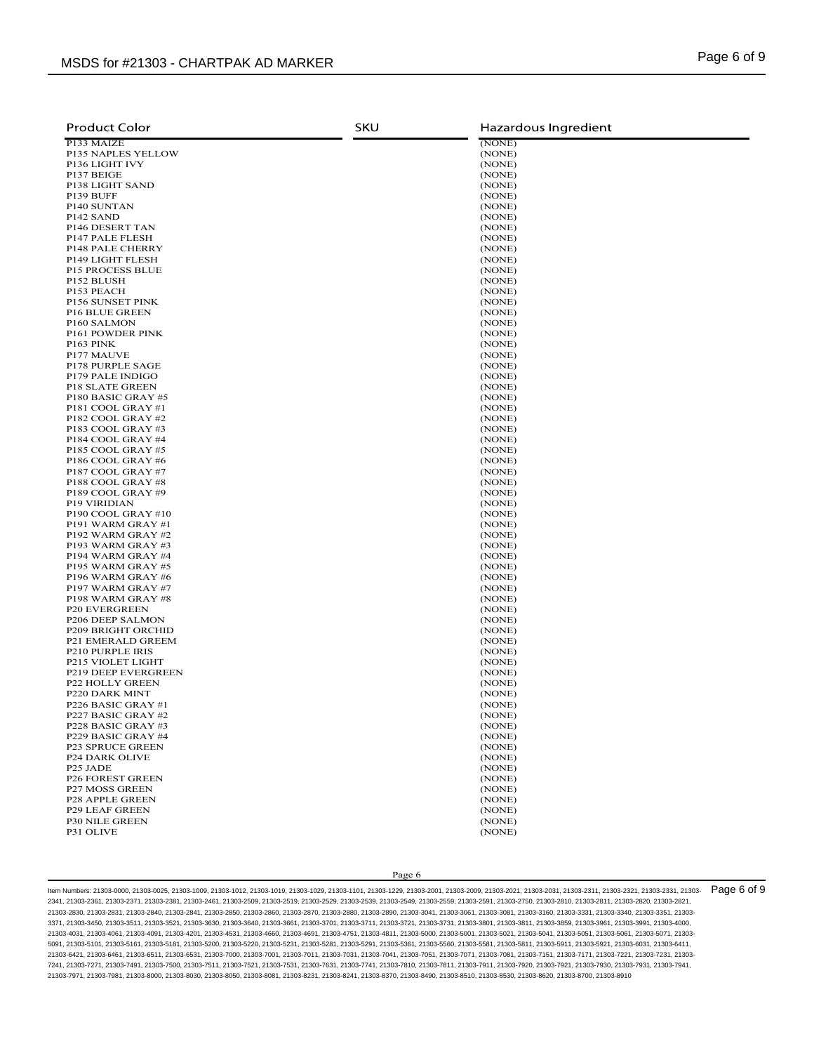| Product Color | SKU | Hazardous Ingredient |
|---|---|---|
| P133 MAIZE | | (NONE) |
| P135 NAPLES YELLOW | | (NONE) |
| P136 LIGHT IVY | | (NONE) |
| P137 BEIGE | | (NONE) |
| P138 LIGHT SAND | | (NONE) |
| P139 BUFF | | (NONE) |
| P140 SUNTAN | | (NONE) |
| P142 SAND | | (NONE) |
| P146 DESERT TAN | | (NONE) |
| P147 PALE FLESH | | (NONE) |
| P148 PALE CHERRY | | (NONE) |
| P149 LIGHT FLESH | | (NONE) |
| P15 PROCESS BLUE | | (NONE) |
| P152 BLUSH | | (NONE) |
| P153 PEACH | | (NONE) |
| P156 SUNSET PINK | | (NONE) |
| P16 BLUE GREEN | | (NONE) |
| P160 SALMON | | (NONE) |
| P161 POWDER PINK | | (NONE) |
| P163 PINK | | (NONE) |
| P177 MAUVE | | (NONE) |
| P178 PURPLE SAGE | | (NONE) |
| P179 PALE INDIGO | | (NONE) |
| P18 SLATE GREEN | | (NONE) |
| P180 BASIC GRAY #5 | | (NONE) |
| P181 COOL GRAY #1 | | (NONE) |
| P182 COOL GRAY #2 | | (NONE) |
| P183 COOL GRAY #3 | | (NONE) |
| P184 COOL GRAY #4 | | (NONE) |
| P185 COOL GRAY #5 | | (NONE) |
| P186 COOL GRAY #6 | | (NONE) |
| P187 COOL GRAY #7 | | (NONE) |
| P188 COOL GRAY #8 | | (NONE) |
| P189 COOL GRAY #9 | | (NONE) |
| P19 VIRIDIAN | | (NONE) |
| P190 COOL GRAY #10 | | (NONE) |
| P191 WARM GRAY #1 | | (NONE) |
| P192 WARM GRAY #2 | | (NONE) |
| P193 WARM GRAY #3 | | (NONE) |
| P194 WARM GRAY #4 | | (NONE) |
| P195 WARM GRAY #5 | | (NONE) |
| P196 WARM GRAY #6 | | (NONE) |
| P197 WARM GRAY #7 | | (NONE) |
| P198 WARM GRAY #8 | | (NONE) |
| P20 EVERGREEN | | (NONE) |
| P206 DEEP SALMON | | (NONE) |
| P209 BRIGHT ORCHID | | (NONE) |
| P21 EMERALD GREEM | | (NONE) |
| P210 PURPLE IRIS | | (NONE) |
| P215 VIOLET LIGHT | | (NONE) |
| P219 DEEP EVERGREEN | | (NONE) |
| P22 HOLLY GREEN | | (NONE) |
| P220 DARK MINT | | (NONE) |
| P226 BASIC GRAY #1 | | (NONE) |
| P227 BASIC GRAY #2 | | (NONE) |
| P228 BASIC GRAY #3 | | (NONE) |
| P229 BASIC GRAY #4 | | (NONE) |
| P23 SPRUCE GREEN | | (NONE) |
| P24 DARK OLIVE | | (NONE) |
| P25 JADE | | (NONE) |
| P26 FOREST GREEN | | (NONE) |
| P27 MOSS GREEN | | (NONE) |
| P28 APPLE GREEN | | (NONE) |
| P29 LEAF GREEN | | (NONE) |
| P30 NILE GREEN | | (NONE) |
| P31 OLIVE | | (NONE) |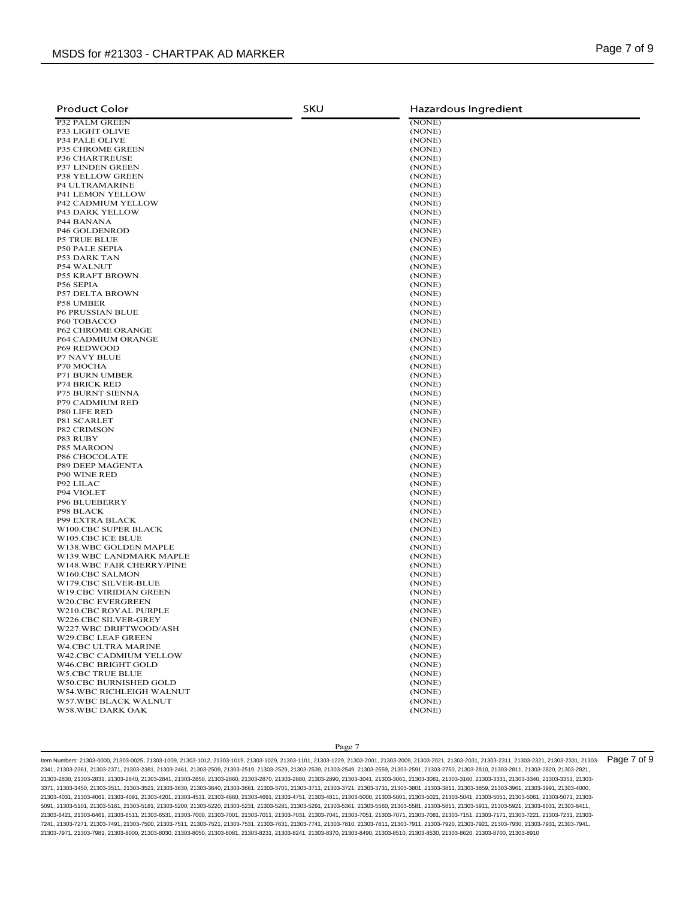| Product Color | SKU | Hazardous Ingredient |
|---|---|---|
| P32 PALM GREEN | | (NONE) |
| P33 LIGHT OLIVE | | (NONE) |
| P34 PALE OLIVE | | (NONE) |
| P35 CHROME GREEN | | (NONE) |
| P36 CHARTREUSE | | (NONE) |
| P37 LINDEN GREEN | | (NONE) |
| P38 YELLOW GREEN | | (NONE) |
| P4 ULTRAMARINE | | (NONE) |
| P41 LEMON YELLOW | | (NONE) |
| P42 CADMIUM YELLOW | | (NONE) |
| P43 DARK YELLOW | | (NONE) |
| P44 BANANA | | (NONE) |
| P46 GOLDENROD | | (NONE) |
| P5 TRUE BLUE | | (NONE) |
| P50 PALE SEPIA | | (NONE) |
| P53 DARK TAN | | (NONE) |
| P54 WALNUT | | (NONE) |
| P55 KRAFT BROWN | | (NONE) |
| P56 SEPIA | | (NONE) |
| P57 DELTA BROWN | | (NONE) |
| P58 UMBER | | (NONE) |
| P6 PRUSSIAN BLUE | | (NONE) |
| P60 TOBACCO | | (NONE) |
| P62 CHROME ORANGE | | (NONE) |
| P64 CADMIUM ORANGE | | (NONE) |
| P69 REDWOOD | | (NONE) |
| P7 NAVY BLUE | | (NONE) |
| P70 MOCHA | | (NONE) |
| P71 BURN UMBER | | (NONE) |
| P74 BRICK RED | | (NONE) |
| P75 BURNT SIENNA | | (NONE) |
| P79 CADMIUM RED | | (NONE) |
| P80 LIFE RED | | (NONE) |
| P81 SCARLET | | (NONE) |
| P82 CRIMSON | | (NONE) |
| P83 RUBY | | (NONE) |
| P85 MAROON | | (NONE) |
| P86 CHOCOLATE | | (NONE) |
| P89 DEEP MAGENTA | | (NONE) |
| P90 WINE RED | | (NONE) |
| P92 LILAC | | (NONE) |
| P94 VIOLET | | (NONE) |
| P96 BLUEBERRY | | (NONE) |
| P98 BLACK | | (NONE) |
| P99 EXTRA BLACK | | (NONE) |
| W100.CBC SUPER BLACK | | (NONE) |
| W105.CBC ICE BLUE | | (NONE) |
| W138.WBC GOLDEN MAPLE | | (NONE) |
| W139.WBC LANDMARK MAPLE | | (NONE) |
| W148.WBC FAIR CHERRY/PINE | | (NONE) |
| W160.CBC SALMON | | (NONE) |
| W179.CBC SILVER-BLUE | | (NONE) |
| W19.CBC VIRIDIAN GREEN | | (NONE) |
| W20.CBC EVERGREEN | | (NONE) |
| W210.CBC ROYAL PURPLE | | (NONE) |
| W226.CBC SILVER-GREY | | (NONE) |
| W227.WBC DRIFTWOOD/ASH | | (NONE) |
| W29.CBC LEAF GREEN | | (NONE) |
| W4.CBC ULTRA MARINE | | (NONE) |
| W42.CBC CADMIUM YELLOW | | (NONE) |
| W46.CBC BRIGHT GOLD | | (NONE) |
| W5.CBC TRUE BLUE | | (NONE) |
| W50.CBC BURNISHED GOLD | | (NONE) |
| W54.WBC RICHLEIGH WALNUT | | (NONE) |
| W57.WBC BLACK WALNUT | | (NONE) |
| W58.WBC DARK OAK | | (NONE) |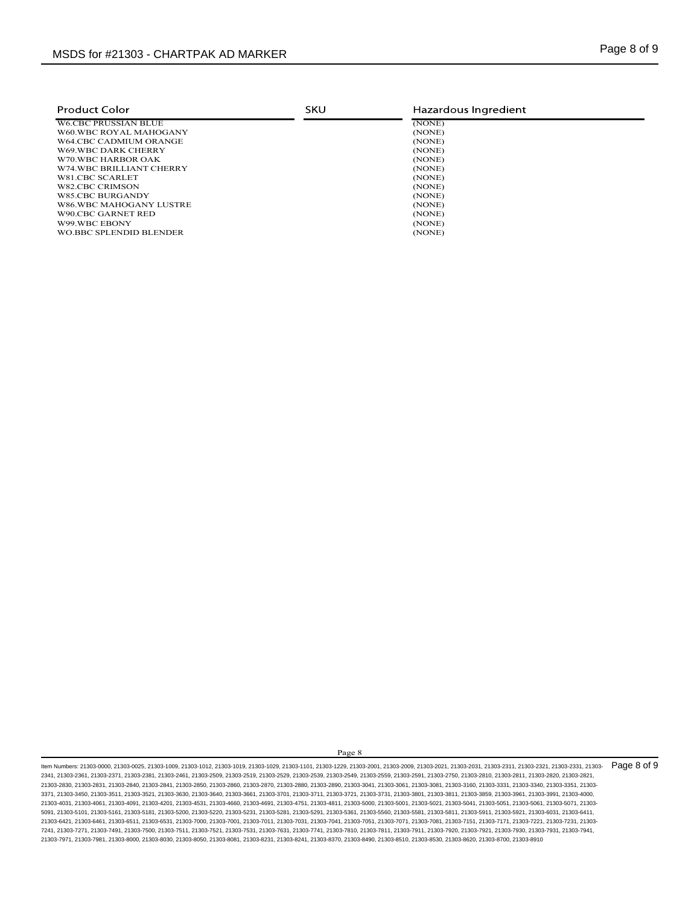| Product Color | SKU | Hazardous Ingredient |
|---|---|---|
| W6.CBC PRUSSIAN BLUE | | (NONE) |
| W60.WBC ROYAL MAHOGANY | | (NONE) |
| W64.CBC CADMIUM ORANGE | | (NONE) |
| W69.WBC DARK CHERRY | | (NONE) |
| W70.WBC HARBOR OAK | | (NONE) |
| W74.WBC BRILLIANT CHERRY | | (NONE) |
| W81.CBC SCARLET | | (NONE) |
| W82.CBC CRIMSON | | (NONE) |
| W85.CBC BURGANDY | | (NONE) |
| W86.WBC MAHOGANY LUSTRE | | (NONE) |
| W90.CBC GARNET RED | | (NONE) |
| W99.WBC EBONY | | (NONE) |
| WO.BBC SPLENDID BLENDER | | (NONE) |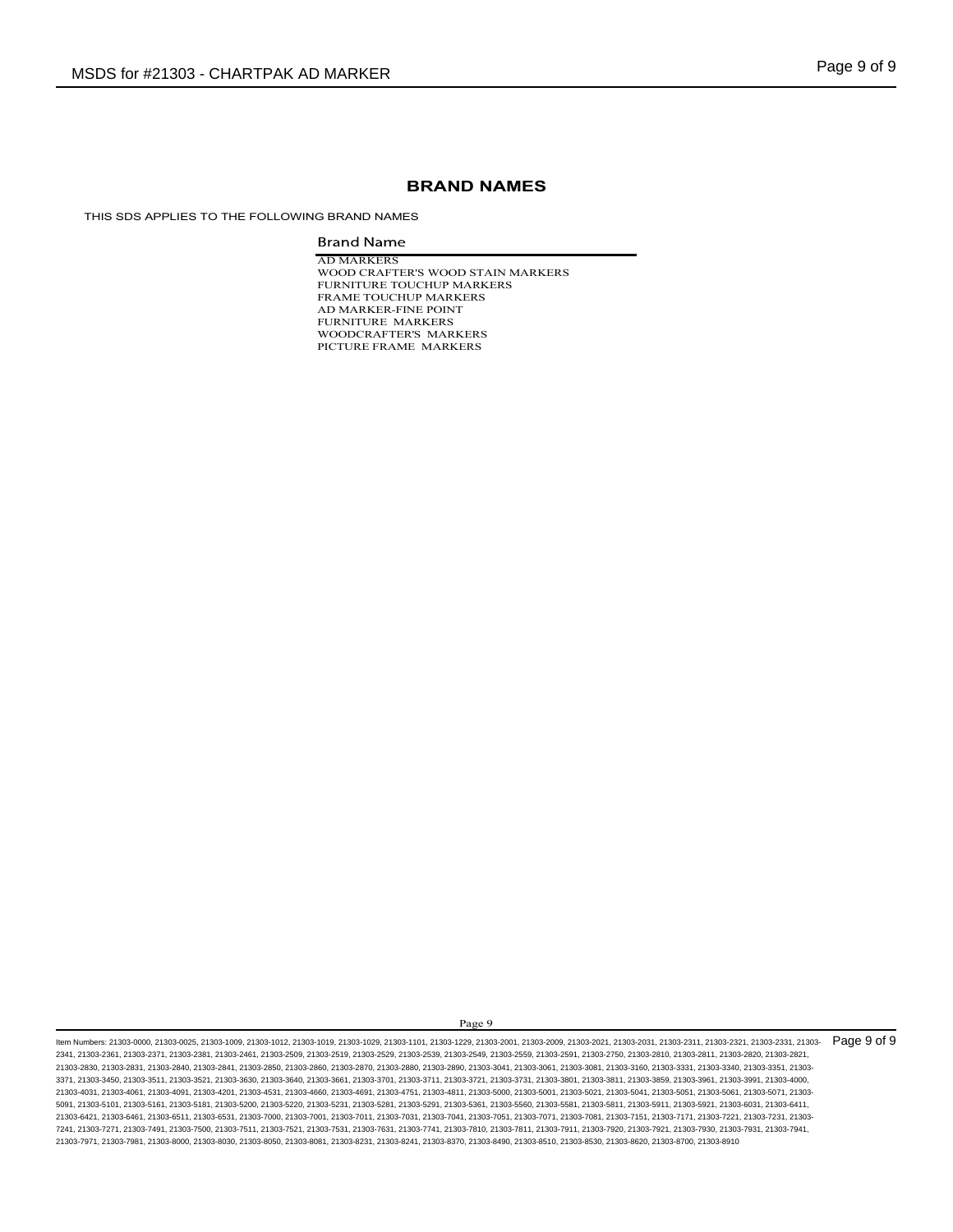## BRAND NAMES

THIS SDS APPLIES TO THE FOLLOWING BRAND NAMES

| Brand Name |
|---|
| AD MARKERS |
| WOOD CRAFTER'S WOOD STAIN MARKERS |
| FURNITURE TOUCHUP MARKERS |
| FRAME TOUCHUP MARKERS |
| AD MARKER-FINE POINT |
| FURNITURE MARKERS |
| WOODCRAFTER'S MARKERS |
| PICTURE FRAME MARKERS |